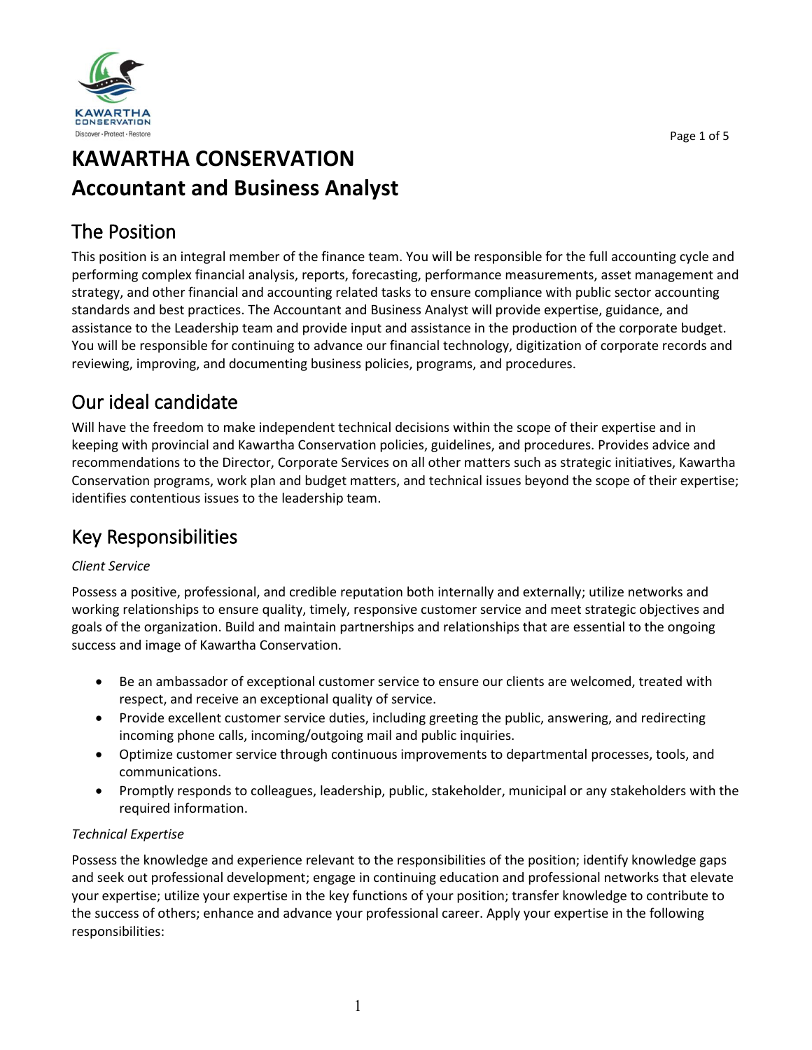# KAWARTHA CONSERVATION
# Accountant and Business Analyst

## The Position

This position is an integral member of the finance team. You will be responsible for the full accounting cycle and performing complex financial analysis, reports, forecasting, performance measurements, asset management and strategy, and other financial and accounting related tasks to ensure compliance with public sector accounting standards and best practices. The Accountant and Business Analyst will provide expertise, guidance, and assistance to the Leadership team and provide input and assistance in the production of the corporate budget. You will be responsible for continuing to advance our financial technology, digitization of corporate records and reviewing, improving, and documenting business policies, programs, and procedures.

## Our ideal candidate

Will have the freedom to make independent technical decisions within the scope of their expertise and in keeping with provincial and Kawartha Conservation policies, guidelines, and procedures. Provides advice and recommendations to the Director, Corporate Services on all other matters such as strategic initiatives, Kawartha Conservation programs, work plan and budget matters, and technical issues beyond the scope of their expertise; identifies contentious issues to the leadership team.

## Key Responsibilities

*Client Service*

Possess a positive, professional, and credible reputation both internally and externally; utilize networks and working relationships to ensure quality, timely, responsive customer service and meet strategic objectives and goals of the organization. Build and maintain partnerships and relationships that are essential to the ongoing success and image of Kawartha Conservation.

- Be an ambassador of exceptional customer service to ensure our clients are welcomed, treated with respect, and receive an exceptional quality of service.
- Provide excellent customer service duties, including greeting the public, answering, and redirecting incoming phone calls, incoming/outgoing mail and public inquiries.
- Optimize customer service through continuous improvements to departmental processes, tools, and communications.
- Promptly responds to colleagues, leadership, public, stakeholder, municipal or any stakeholders with the required information.

*Technical Expertise*

Possess the knowledge and experience relevant to the responsibilities of the position; identify knowledge gaps and seek out professional development; engage in continuing education and professional networks that elevate your expertise; utilize your expertise in the key functions of your position; transfer knowledge to contribute to the success of others; enhance and advance your professional career. Apply your expertise in the following responsibilities: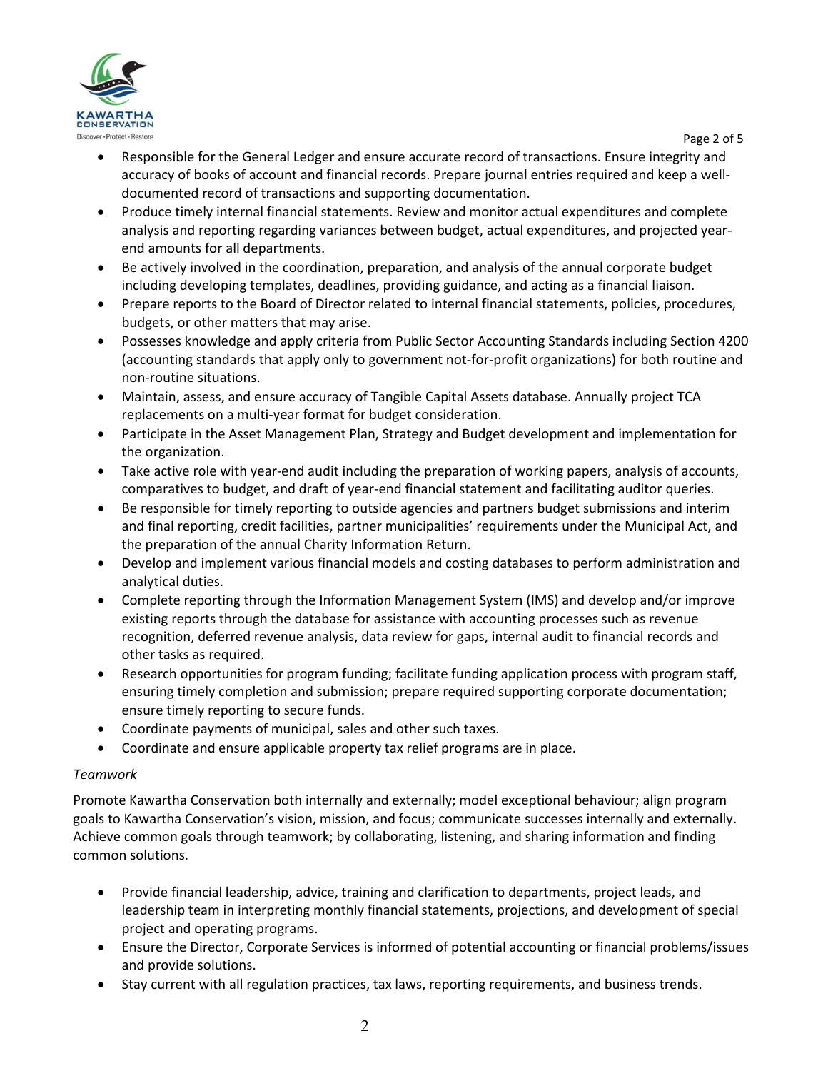- Responsible for the General Ledger and ensure accurate record of transactions. Ensure integrity and accuracy of books of account and financial records. Prepare journal entries required and keep a well-documented record of transactions and supporting documentation.
- Produce timely internal financial statements. Review and monitor actual expenditures and complete analysis and reporting regarding variances between budget, actual expenditures, and projected year-end amounts for all departments.
- Be actively involved in the coordination, preparation, and analysis of the annual corporate budget including developing templates, deadlines, providing guidance, and acting as a financial liaison.
- Prepare reports to the Board of Director related to internal financial statements, policies, procedures, budgets, or other matters that may arise.
- Possesses knowledge and apply criteria from Public Sector Accounting Standards including Section 4200 (accounting standards that apply only to government not-for-profit organizations) for both routine and non-routine situations.
- Maintain, assess, and ensure accuracy of Tangible Capital Assets database. Annually project TCA replacements on a multi-year format for budget consideration.
- Participate in the Asset Management Plan, Strategy and Budget development and implementation for the organization.
- Take active role with year-end audit including the preparation of working papers, analysis of accounts, comparatives to budget, and draft of year-end financial statement and facilitating auditor queries.
- Be responsible for timely reporting to outside agencies and partners budget submissions and interim and final reporting, credit facilities, partner municipalities' requirements under the Municipal Act, and the preparation of the annual Charity Information Return.
- Develop and implement various financial models and costing databases to perform administration and analytical duties.
- Complete reporting through the Information Management System (IMS) and develop and/or improve existing reports through the database for assistance with accounting processes such as revenue recognition, deferred revenue analysis, data review for gaps, internal audit to financial records and other tasks as required.
- Research opportunities for program funding; facilitate funding application process with program staff, ensuring timely completion and submission; prepare required supporting corporate documentation; ensure timely reporting to secure funds.
- Coordinate payments of municipal, sales and other such taxes.
- Coordinate and ensure applicable property tax relief programs are in place.

*Teamwork*

Promote Kawartha Conservation both internally and externally; model exceptional behaviour; align program goals to Kawartha Conservation's vision, mission, and focus; communicate successes internally and externally. Achieve common goals through teamwork; by collaborating, listening, and sharing information and finding common solutions.

- Provide financial leadership, advice, training and clarification to departments, project leads, and leadership team in interpreting monthly financial statements, projections, and development of special project and operating programs.
- Ensure the Director, Corporate Services is informed of potential accounting or financial problems/issues and provide solutions.
- Stay current with all regulation practices, tax laws, reporting requirements, and business trends.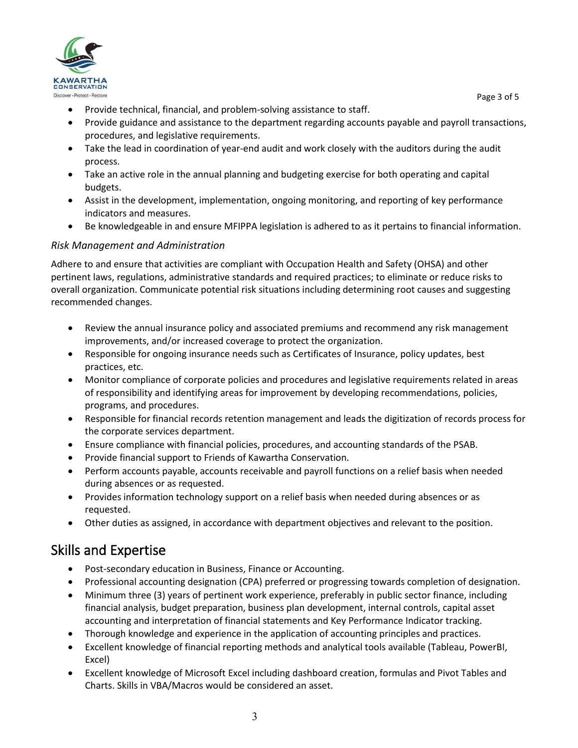- Provide technical, financial, and problem-solving assistance to staff.
- Provide guidance and assistance to the department regarding accounts payable and payroll transactions, procedures, and legislative requirements.
- Take the lead in coordination of year-end audit and work closely with the auditors during the audit process.
- Take an active role in the annual planning and budgeting exercise for both operating and capital budgets.
- Assist in the development, implementation, ongoing monitoring, and reporting of key performance indicators and measures.
- Be knowledgeable in and ensure MFIPPA legislation is adhered to as it pertains to financial information.

*Risk Management and Administration*

Adhere to and ensure that activities are compliant with Occupation Health and Safety (OHSA) and other pertinent laws, regulations, administrative standards and required practices; to eliminate or reduce risks to overall organization. Communicate potential risk situations including determining root causes and suggesting recommended changes.

- Review the annual insurance policy and associated premiums and recommend any risk management improvements, and/or increased coverage to protect the organization.
- Responsible for ongoing insurance needs such as Certificates of Insurance, policy updates, best practices, etc.
- Monitor compliance of corporate policies and procedures and legislative requirements related in areas of responsibility and identifying areas for improvement by developing recommendations, policies, programs, and procedures.
- Responsible for financial records retention management and leads the digitization of records process for the corporate services department.
- Ensure compliance with financial policies, procedures, and accounting standards of the PSAB.
- Provide financial support to Friends of Kawartha Conservation.
- Perform accounts payable, accounts receivable and payroll functions on a relief basis when needed during absences or as requested.
- Provides information technology support on a relief basis when needed during absences or as requested.
- Other duties as assigned, in accordance with department objectives and relevant to the position.

## Skills and Expertise

- Post-secondary education in Business, Finance or Accounting.
- Professional accounting designation (CPA) preferred or progressing towards completion of designation.
- Minimum three (3) years of pertinent work experience, preferably in public sector finance, including financial analysis, budget preparation, business plan development, internal controls, capital asset accounting and interpretation of financial statements and Key Performance Indicator tracking.
- Thorough knowledge and experience in the application of accounting principles and practices.
- Excellent knowledge of financial reporting methods and analytical tools available (Tableau, PowerBI, Excel)
- Excellent knowledge of Microsoft Excel including dashboard creation, formulas and Pivot Tables and Charts. Skills in VBA/Macros would be considered an asset.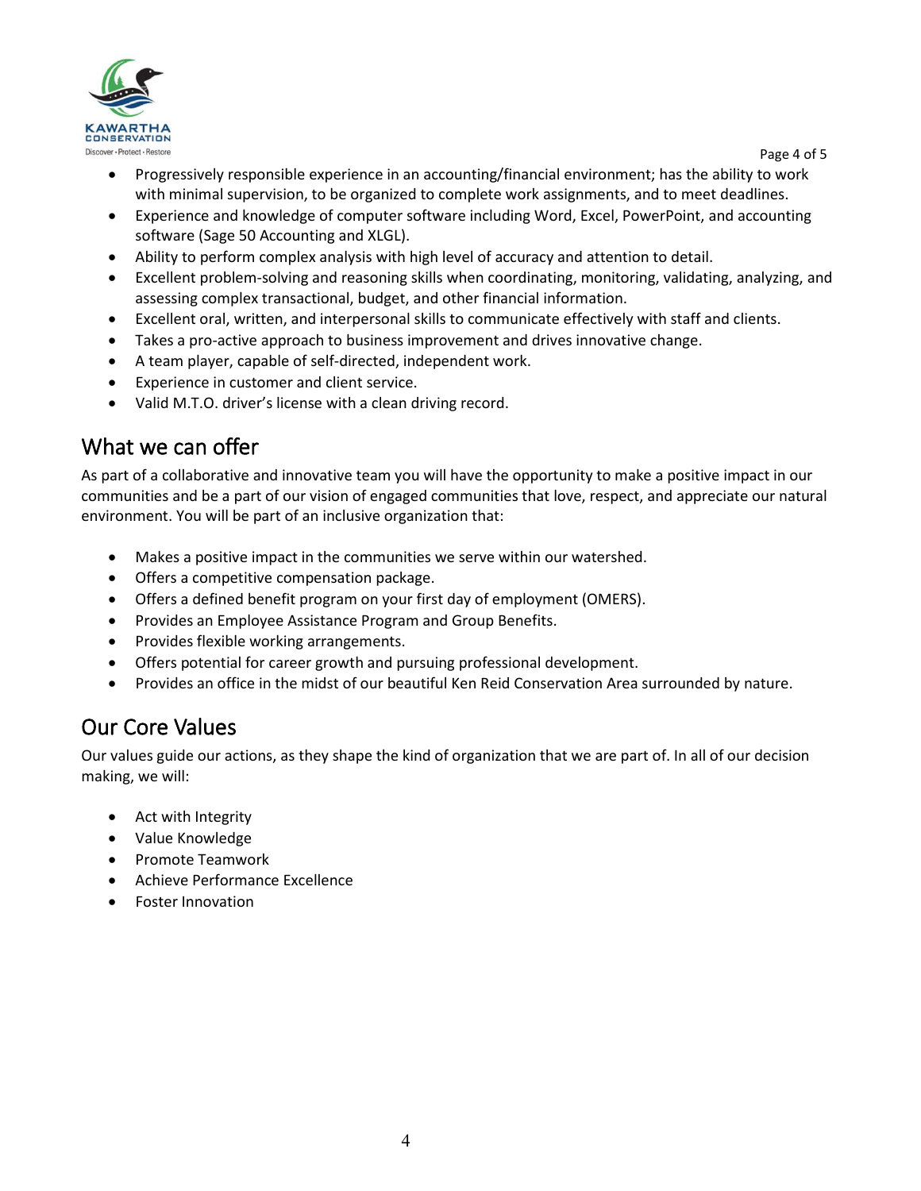- Progressively responsible experience in an accounting/financial environment; has the ability to work with minimal supervision, to be organized to complete work assignments, and to meet deadlines.
- Experience and knowledge of computer software including Word, Excel, PowerPoint, and accounting software (Sage 50 Accounting and XLGL).
- Ability to perform complex analysis with high level of accuracy and attention to detail.
- Excellent problem-solving and reasoning skills when coordinating, monitoring, validating, analyzing, and assessing complex transactional, budget, and other financial information.
- Excellent oral, written, and interpersonal skills to communicate effectively with staff and clients.
- Takes a pro-active approach to business improvement and drives innovative change.
- A team player, capable of self-directed, independent work.
- Experience in customer and client service.
- Valid M.T.O. driver's license with a clean driving record.

## What we can offer

As part of a collaborative and innovative team you will have the opportunity to make a positive impact in our communities and be a part of our vision of engaged communities that love, respect, and appreciate our natural environment. You will be part of an inclusive organization that:

- Makes a positive impact in the communities we serve within our watershed.
- Offers a competitive compensation package.
- Offers a defined benefit program on your first day of employment (OMERS).
- Provides an Employee Assistance Program and Group Benefits.
- Provides flexible working arrangements.
- Offers potential for career growth and pursuing professional development.
- Provides an office in the midst of our beautiful Ken Reid Conservation Area surrounded by nature.

## Our Core Values

Our values guide our actions, as they shape the kind of organization that we are part of. In all of our decision making, we will:

- Act with Integrity
- Value Knowledge
- Promote Teamwork
- Achieve Performance Excellence
- Foster Innovation